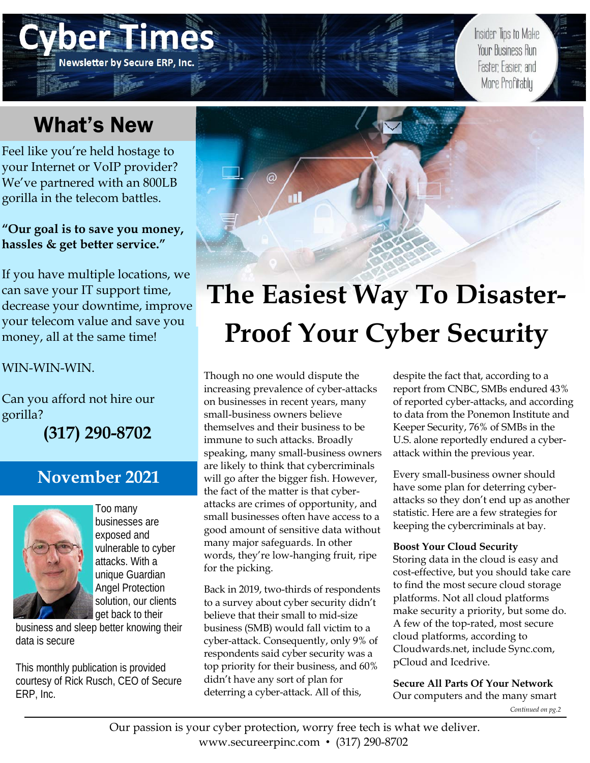# Cyber Times

Newsletter by Secure ERP, Inc.

Insider Tips to Make Your Business Run Faster, Easier, and More Profitably

## What's New

Feel like you're held hostage to your Internet or VoIP provider? We've partnered with an 800LB gorilla in the telecom battles.

**"Our goal is to save you money, hassles & get better service."**

If you have multiple locations, we can save your IT support time, decrease your downtime, improve your telecom value and save you money, all at the same time!

WIN-WIN-WIN.

Can you afford not hire our gorilla?

**(317) 290-8702**

## November 2021

Too many businesses are exposed and vulnerable to cyber attacks. With a unique Guardian Angel Protection solution, our clients get back to their business and sleep better knowing their data is secure

This monthly publication is provided courtesy of Rick Rusch, CEO of Secure ERP, Inc.

# The Easiest Way To Disaster-Proof Your Cyber Security

Though no one would dispute the increasing prevalence of cyber-attacks on businesses in recent years, many small-business owners believe themselves and their business to be immune to such attacks. Broadly speaking, many small-business owners are likely to think that cybercriminals will go after the bigger fish. However, the fact of the matter is that cyber-attacks are crimes of opportunity, and small businesses often have access to a good amount of sensitive data without many major safeguards. In other words, they're low-hanging fruit, ripe for the picking.

Back in 2019, two-thirds of respondents to a survey about cyber security didn't believe that their small to mid-size business (SMB) would fall victim to a cyber-attack. Consequently, only 9% of respondents said cyber security was a top priority for their business, and 60% didn't have any sort of plan for deterring a cyber-attack. All of this, despite the fact that, according to a report from CNBC, SMBs endured 43% of reported cyber-attacks, and according to data from the Ponemon Institute and Keeper Security, 76% of SMBs in the U.S. alone reportedly endured a cyber-attack within the previous year.

Every small-business owner should have some plan for deterring cyber-attacks so they don't end up as another statistic. Here are a few strategies for keeping the cybercriminals at bay.

**Boost Your Cloud Security**

Storing data in the cloud is easy and cost-effective, but you should take care to find the most secure cloud storage platforms. Not all cloud platforms make security a priority, but some do. A few of the top-rated, most secure cloud platforms, according to Cloudwards.net, include Sync.com, pCloud and Icedrive.

**Secure All Parts Of Your Network**

Our computers and the many smart

*Continued on pg.2*

Our passion is your cyber protection, worry free tech is what we deliver.
www.secureerpinc.com • (317) 290-8702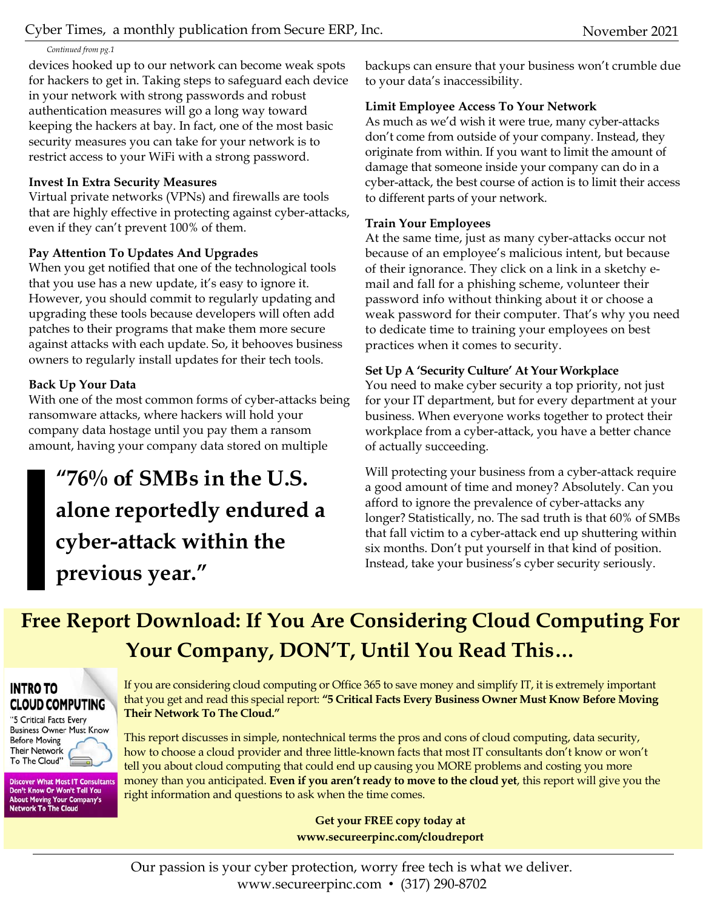*Continued from pg.1*

devices hooked up to our network can become weak spots for hackers to get in. Taking steps to safeguard each device in your network with strong passwords and robust authentication measures will go a long way toward keeping the hackers at bay. In fact, one of the most basic security measures you can take for your network is to restrict access to your WiFi with a strong password.

**Invest In Extra Security Measures**

Virtual private networks (VPNs) and firewalls are tools that are highly effective in protecting against cyber-attacks, even if they can't prevent 100% of them.

**Pay Attention To Updates And Upgrades**

When you get notified that one of the technological tools that you use has a new update, it's easy to ignore it. However, you should commit to regularly updating and upgrading these tools because developers will often add patches to their programs that make them more secure against attacks with each update. So, it behooves business owners to regularly install updates for their tech tools.

**Back Up Your Data**

With one of the most common forms of cyber-attacks being ransomware attacks, where hackers will hold your company data hostage until you pay them a ransom amount, having your company data stored on multiple backups can ensure that your business won't crumble due to your data's inaccessibility.

> **"76% of SMBs in the U.S. alone reportedly endured a cyber-attack within the previous year."**

**Limit Employee Access To Your Network**

As much as we'd wish it were true, many cyber-attacks don't come from outside of your company. Instead, they originate from within. If you want to limit the amount of damage that someone inside your company can do in a cyber-attack, the best course of action is to limit their access to different parts of your network.

**Train Your Employees**

At the same time, just as many cyber-attacks occur not because of an employee's malicious intent, but because of their ignorance. They click on a link in a sketchy e-mail and fall for a phishing scheme, volunteer their password info without thinking about it or choose a weak password for their computer. That's why you need to dedicate time to training your employees on best practices when it comes to security.

**Set Up A 'Security Culture' At Your Workplace**

You need to make cyber security a top priority, not just for your IT department, but for every department at your business. When everyone works together to protect their workplace from a cyber-attack, you have a better chance of actually succeeding.

Will protecting your business from a cyber-attack require a good amount of time and money? Absolutely. Can you afford to ignore the prevalence of cyber-attacks any longer? Statistically, no. The sad truth is that 60% of SMBs that fall victim to a cyber-attack end up shuttering within six months. Don't put yourself in that kind of position. Instead, take your business's cyber security seriously.

## Free Report Download: If You Are Considering Cloud Computing For Your Company, DON'T, Until You Read This…

**INTRO TO CLOUD COMPUTING**

"5 Critical Facts Every Business Owner Must Know Before Moving Their Network To The Cloud"

**Discover What Most IT Consultants Don't Know Or Won't Tell You About Moving Your Company's Network To The Cloud**

If you are considering cloud computing or Office 365 to save money and simplify IT, it is extremely important that you get and read this special report: **"5 Critical Facts Every Business Owner Must Know Before Moving Their Network To The Cloud."**

This report discusses in simple, nontechnical terms the pros and cons of cloud computing, data security, how to choose a cloud provider and three little-known facts that most IT consultants don't know or won't tell you about cloud computing that could end up causing you MORE problems and costing you more money than you anticipated. **Even if you aren't ready to move to the cloud yet**, this report will give you the right information and questions to ask when the time comes.

**Get your FREE copy today at**
**www.secureerpinc.com/cloudreport**

Our passion is your cyber protection, worry free tech is what we deliver.
www.secureerpinc.com • (317) 290-8702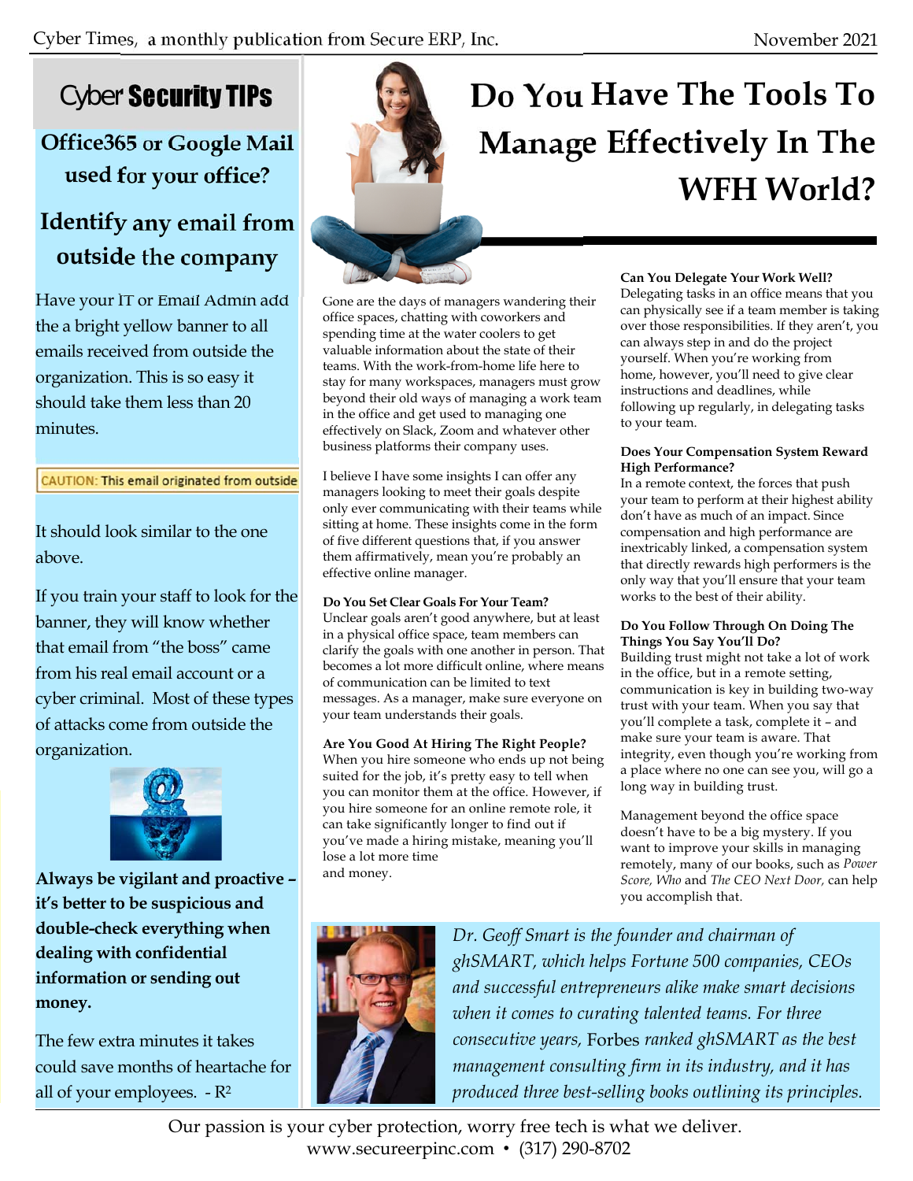## Cyber Security TIPs

### Office365 or Google Mail used for your office?

### Identify any email from outside the company

Have your IT or Email Admin add the a bright yellow banner to all emails received from outside the organization. This is so easy it should take them less than 20 minutes.

CAUTION: This email originated from outside

It should look similar to the one above.

If you train your staff to look for the banner, they will know whether that email from "the boss" came from his real email account or a cyber criminal. Most of these types of attacks come from outside the organization.

**Always be vigilant and proactive – it's better to be suspicious and double-check everything when dealing with confidential information or sending out money.**

The few extra minutes it takes could save months of heartache for all of your employees. - $R^2$

# Do You Have The Tools To Manage Effectively In The WFH World?

Gone are the days of managers wandering their office spaces, chatting with coworkers and spending time at the water coolers to get valuable information about the state of their teams. With the work-from-home life here to stay for many workspaces, managers must grow beyond their old ways of managing a work team in the office and get used to managing one effectively on Slack, Zoom and whatever other business platforms their company uses.

I believe I have some insights I can offer any managers looking to meet their goals despite only ever communicating with their teams while sitting at home. These insights come in the form of five different questions that, if you answer them affirmatively, mean you're probably an effective online manager.

**Do You Set Clear Goals For Your Team?**
Unclear goals aren't good anywhere, but at least in a physical office space, team members can clarify the goals with one another in person. That becomes a lot more difficult online, where means of communication can be limited to text messages. As a manager, make sure everyone on your team understands their goals.

**Are You Good At Hiring The Right People?**
When you hire someone who ends up not being suited for the job, it's pretty easy to tell when you can monitor them at the office. However, if you hire someone for an online remote role, it can take significantly longer to find out if you've made a hiring mistake, meaning you'll lose a lot more time and money.

**Can You Delegate Your Work Well?**
Delegating tasks in an office means that you can physically see if a team member is taking over those responsibilities. If they aren't, you can always step in and do the project yourself. When you're working from home, however, you'll need to give clear instructions and deadlines, while following up regularly, in delegating tasks to your team.

**Does Your Compensation System Reward High Performance?**
In a remote context, the forces that push your team to perform at their highest ability don't have as much of an impact. Since compensation and high performance are inextricably linked, a compensation system that directly rewards high performers is the only way that you'll ensure that your team works to the best of their ability.

**Do You Follow Through On Doing The Things You Say You'll Do?**
Building trust might not take a lot of work in the office, but in a remote setting, communication is key in building two-way trust with your team. When you say that you'll complete a task, complete it – and make sure your team is aware. That integrity, even though you're working from a place where no one can see you, will go a long way in building trust.

Management beyond the office space doesn't have to be a big mystery. If you want to improve your skills in managing remotely, many of our books, such as *Power Score, Who* and *The CEO Next Door,* can help you accomplish that.

*Dr. Geoff Smart is the founder and chairman of ghSMART, which helps Fortune 500 companies, CEOs and successful entrepreneurs alike make smart decisions when it comes to curating talented teams. For three consecutive years,* Forbes *ranked ghSMART as the best management consulting firm in its industry, and it has produced three best-selling books outlining its principles.*

Our passion is your cyber protection, worry free tech is what we deliver.
www.secureerpinc.com • (317) 290-8702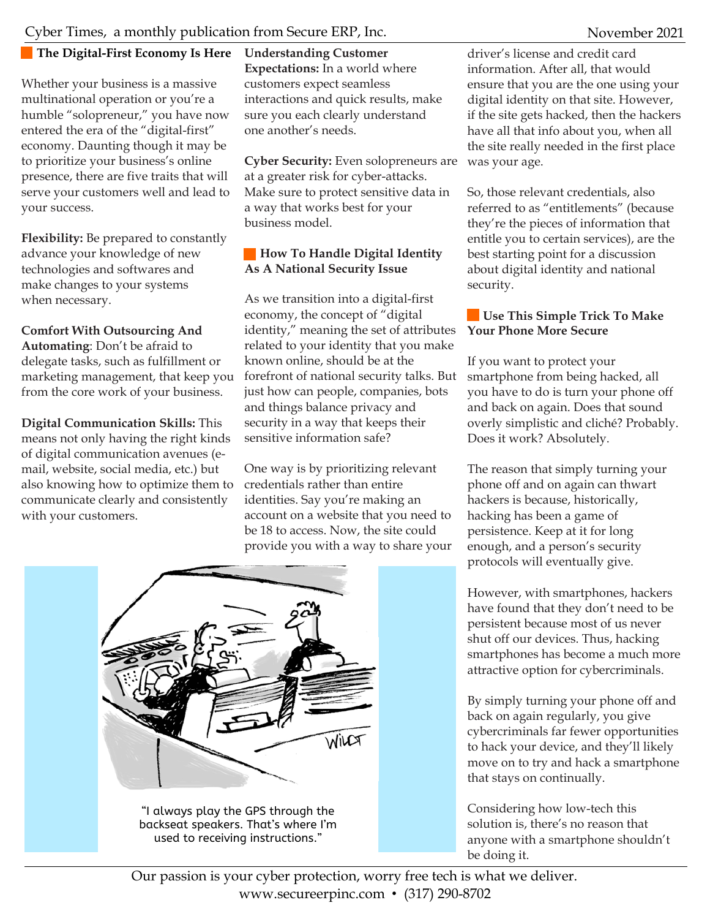## The Digital-First Economy Is Here

Whether your business is a massive multinational operation or you're a humble "solopreneur," you have now entered the era of the "digital-first" economy. Daunting though it may be to prioritize your business's online presence, there are five traits that will serve your customers well and lead to your success.

**Flexibility:** Be prepared to constantly advance your knowledge of new technologies and softwares and make changes to your systems when necessary.

**Comfort With Outsourcing And Automating**: Don't be afraid to delegate tasks, such as fulfillment or marketing management, that keep you from the core work of your business.

**Digital Communication Skills:** This means not only having the right kinds of digital communication avenues (e-mail, website, social media, etc.) but also knowing how to optimize them to communicate clearly and consistently with your customers.

**Understanding Customer Expectations:** In a world where customers expect seamless interactions and quick results, make sure you each clearly understand one another's needs.

**Cyber Security:** Even solopreneurs are at a greater risk for cyber-attacks. Make sure to protect sensitive data in a way that works best for your business model.

## How To Handle Digital Identity As A National Security Issue

As we transition into a digital-first economy, the concept of "digital identity," meaning the set of attributes related to your identity that you make known online, should be at the forefront of national security talks. But just how can people, companies, bots and things balance privacy and security in a way that keeps their sensitive information safe?

One way is by prioritizing relevant credentials rather than entire identities. Say you're making an account on a website that you need to be 18 to access. Now, the site could provide you with a way to share your driver's license and credit card information. After all, that would ensure that you are the one using your digital identity on that site. However, if the site gets hacked, then the hackers have all that info about you, when all the site really needed in the first place was your age.

So, those relevant credentials, also referred to as "entitlements" (because they're the pieces of information that entitle you to certain services), are the best starting point for a discussion about digital identity and national security.

"I always play the GPS through the backseat speakers. That's where I'm used to receiving instructions."

## Use This Simple Trick To Make Your Phone More Secure

If you want to protect your smartphone from being hacked, all you have to do is turn your phone off and back on again. Does that sound overly simplistic and cliché? Probably. Does it work? Absolutely.

The reason that simply turning your phone off and on again can thwart hackers is because, historically, hacking has been a game of persistence. Keep at it for long enough, and a person's security protocols will eventually give.

However, with smartphones, hackers have found that they don't need to be persistent because most of us never shut off our devices. Thus, hacking smartphones has become a much more attractive option for cybercriminals.

By simply turning your phone off and back on again regularly, you give cybercriminals far fewer opportunities to hack your device, and they'll likely move on to try and hack a smartphone that stays on continually.

Considering how low-tech this solution is, there's no reason that anyone with a smartphone shouldn't be doing it.